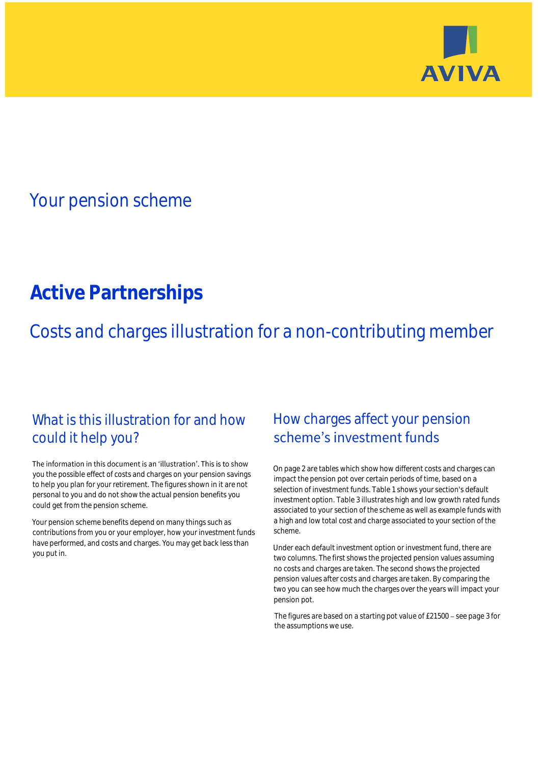AVIVA

## Your pension scheme

# Active Partnerships

## Costs and charges illustration for a non-contributing member

### What is this illustration for and how could it help you?

The information in this document is an 'illustration'. This is to show you the possible effect of costs and charges on your pension savings to help you plan for your retirement. The figures shown in it are not personal to you and do not show the actual pension benefits you could get from the pension scheme.

Your pension scheme benefits depend on many things such as contributions from you or your employer, how your investment funds have performed, and costs and charges. You may get back less than you put in.

### How charges affect your pension scheme's investment funds

On page 2 are tables which show how different costs and charges can impact the pension pot over certain periods of time, based on a selection of investment funds. Table 1 shows your section's default investment option. Table 3 illustrates high and low growth rated funds associated to your section of the scheme as well as example funds with a high and low total cost and charge associated to your section of the scheme.

Under each default investment option or investment fund, there are two columns. The first shows the projected pension values assuming no costs and charges are taken. The second shows the projected pension values after costs and charges are taken. By comparing the two you can see how much the charges over the years will impact your pension pot.

The figures are based on a starting pot value of £21500 – see page 3 for the assumptions we use.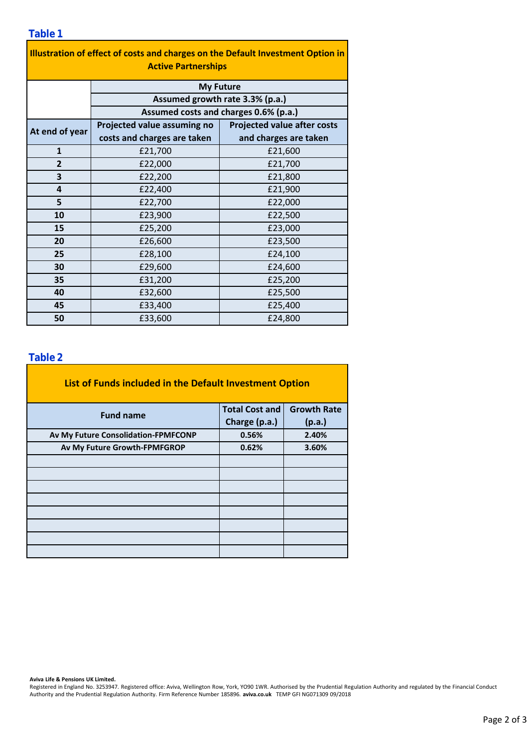## Table 1

| Illustration of effect of costs and charges on the Default Investment Option in Active Partnerships | | |
|---|---|---|
| | My Future | |
| | Assumed growth rate 3.3% (p.a.) | |
| | Assumed costs and charges 0.6% (p.a.) | |
| **At end of year** | **Projected value assuming no costs and charges are taken** | **Projected value after costs and charges are taken** |
| **1** | £21,700 | £21,600 |
| **2** | £22,000 | £21,700 |
| **3** | £22,200 | £21,800 |
| **4** | £22,400 | £21,900 |
| **5** | £22,700 | £22,000 |
| **10** | £23,900 | £22,500 |
| **15** | £25,200 | £23,000 |
| **20** | £26,600 | £23,500 |
| **25** | £28,100 | £24,100 |
| **30** | £29,600 | £24,600 |
| **35** | £31,200 | £25,200 |
| **40** | £32,600 | £25,500 |
| **45** | £33,400 | £25,400 |
| **50** | £33,600 | £24,800 |

## Table 2

| List of Funds included in the Default Investment Option | | |
|---|---|---|
| **Fund name** | **Total Cost and Charge (p.a.)** | **Growth Rate (p.a.)** |
| **Av My Future Consolidation-FPMFCONP** | **0.56%** | **2.40%** |
| **Av My Future Growth-FPMFGROP** | **0.62%** | **3.60%** |
| | | |
| | | |
| | | |
| | | |
| | | |
| | | |
| | | |
| | | |

**Aviva Life & Pensions UK Limited.**
Registered in England No. 3253947. Registered office: Aviva, Wellington Row, York, YO90 1WR. Authorised by the Prudential Regulation Authority and regulated by the Financial Conduct Authority and the Prudential Regulation Authority. Firm Reference Number 185896. **aviva.co.uk** TEMP GFI NG071309 09/2018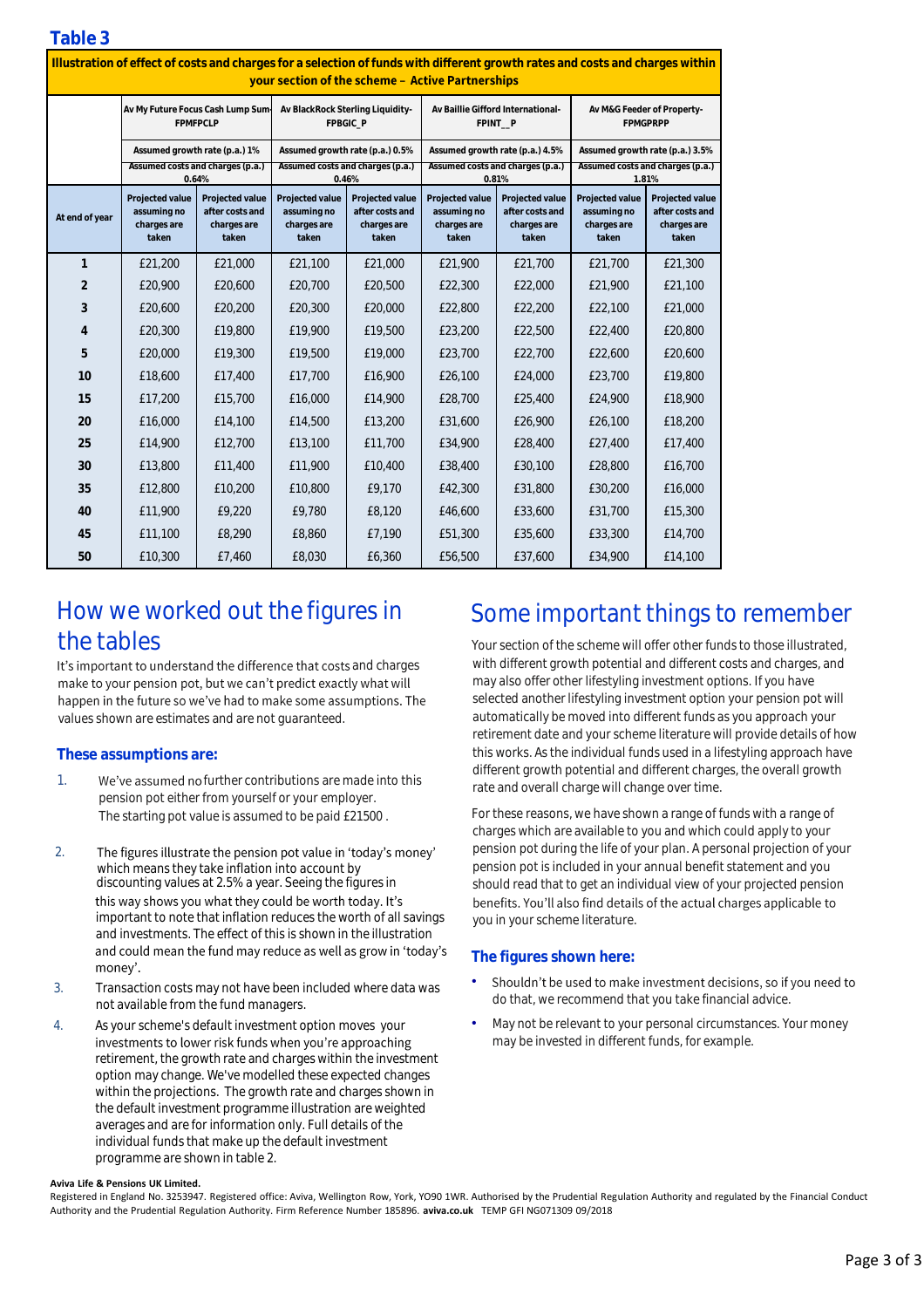## Table 3

| Illustration of effect of costs and charges for a selection of funds with different growth rates and costs and charges within your section of the scheme – Active Partnerships | | | | | | | | |
|---|---|---|---|---|---|---|---|---|
| | Av My Future Focus Cash Lump Sum-FPMFPCLP | | Av BlackRock Sterling Liquidity-FPBGIC_P | | Av Baillie Gifford International-FPINT__P | | Av M&G Feeder of Property-FPMGPRPP | |
| | Assumed growth rate (p.a.) 1% | | Assumed growth rate (p.a.) 0.5% | | Assumed growth rate (p.a.) 4.5% | | Assumed growth rate (p.a.) 3.5% | |
| | Assumed costs and charges (p.a.) 0.64% | | Assumed costs and charges (p.a.) 0.46% | | Assumed costs and charges (p.a.) 0.81% | | Assumed costs and charges (p.a.) 1.81% | |
| At end of year | Projected value assuming no charges are taken | Projected value after costs and charges are taken | Projected value assuming no charges are taken | Projected value after costs and charges are taken | Projected value assuming no charges are taken | Projected value after costs and charges are taken | Projected value assuming no charges are taken | Projected value after costs and charges are taken |
| 1 | £21,200 | £21,000 | £21,100 | £21,000 | £21,900 | £21,700 | £21,700 | £21,300 |
| 2 | £20,900 | £20,600 | £20,700 | £20,500 | £22,300 | £22,000 | £21,900 | £21,100 |
| 3 | £20,600 | £20,200 | £20,300 | £20,000 | £22,800 | £22,200 | £22,100 | £21,000 |
| 4 | £20,300 | £19,800 | £19,900 | £19,500 | £23,200 | £22,500 | £22,400 | £20,800 |
| 5 | £20,000 | £19,300 | £19,500 | £19,000 | £23,700 | £22,700 | £22,600 | £20,600 |
| 10 | £18,600 | £17,400 | £17,700 | £16,900 | £26,100 | £24,000 | £23,700 | £19,800 |
| 15 | £17,200 | £15,700 | £16,000 | £14,900 | £28,700 | £25,400 | £24,900 | £18,900 |
| 20 | £16,000 | £14,100 | £14,500 | £13,200 | £31,600 | £26,900 | £26,100 | £18,200 |
| 25 | £14,900 | £12,700 | £13,100 | £11,700 | £34,900 | £28,400 | £27,400 | £17,400 |
| 30 | £13,800 | £11,400 | £11,900 | £10,400 | £38,400 | £30,100 | £28,800 | £16,700 |
| 35 | £12,800 | £10,200 | £10,800 | £9,170 | £42,300 | £31,800 | £30,200 | £16,000 |
| 40 | £11,900 | £9,220 | £9,780 | £8,120 | £46,600 | £33,600 | £31,700 | £15,300 |
| 45 | £11,100 | £8,290 | £8,860 | £7,190 | £51,300 | £35,600 | £33,300 | £14,700 |
| 50 | £10,300 | £7,460 | £8,030 | £6,360 | £56,500 | £37,600 | £34,900 | £14,100 |

# How we worked out the figures in the tables

It's important to understand the difference that costs and charges make to your pension pot, but we can't predict exactly what will happen in the future so we've had to make some assumptions. The values shown are estimates and are not guaranteed.

### These assumptions are:

1. We've assumed no further contributions are made into this pension pot either from yourself or your employer. The starting pot value is assumed to be paid £21500 .
2. The figures illustrate the pension pot value in 'today's money' which means they take inflation into account by discounting values at 2.5% a year. Seeing the figures in this way shows you what they could be worth today. It's important to note that inflation reduces the worth of all savings and investments. The effect of this is shown in the illustration and could mean the fund may reduce as well as grow in 'today's money'.
3. Transaction costs may not have been included where data was not available from the fund managers.
4. As your scheme's default investment option moves your investments to lower risk funds when you're approaching retirement, the growth rate and charges within the investment option may change. We've modelled these expected changes within the projections. The growth rate and charges shown in the default investment programme illustration are weighted averages and are for information only. Full details of the individual funds that make up the default investment programme are shown in table 2.

# Some important things to remember

Your section of the scheme will offer other funds to those illustrated, with different growth potential and different costs and charges, and may also offer other lifestyling investment options. If you have selected another lifestyling investment option your pension pot will automatically be moved into different funds as you approach your retirement date and your scheme literature will provide details of how this works. As the individual funds used in a lifestyling approach have different growth potential and different charges, the overall growth rate and overall charge will change over time.

For these reasons, we have shown a range of funds with a range of charges which are available to you and which could apply to your pension pot during the life of your plan. A personal projection of your pension pot is included in your annual benefit statement and you should read that to get an individual view of your projected pension benefits. You'll also find details of the actual charges applicable to you in your scheme literature.

### The figures shown here:

- Shouldn't be used to make investment decisions, so if you need to do that, we recommend that you take financial advice.
- May not be relevant to your personal circumstances. Your money may be invested in different funds, for example.

**Aviva Life & Pensions UK Limited.**
Registered in England No. 3253947. Registered office: Aviva, Wellington Row, York, YO90 1WR. Authorised by the Prudential Regulation Authority and regulated by the Financial Conduct Authority and the Prudential Regulation Authority. Firm Reference Number 185896. **aviva.co.uk** TEMP GFI NG071309 09/2018